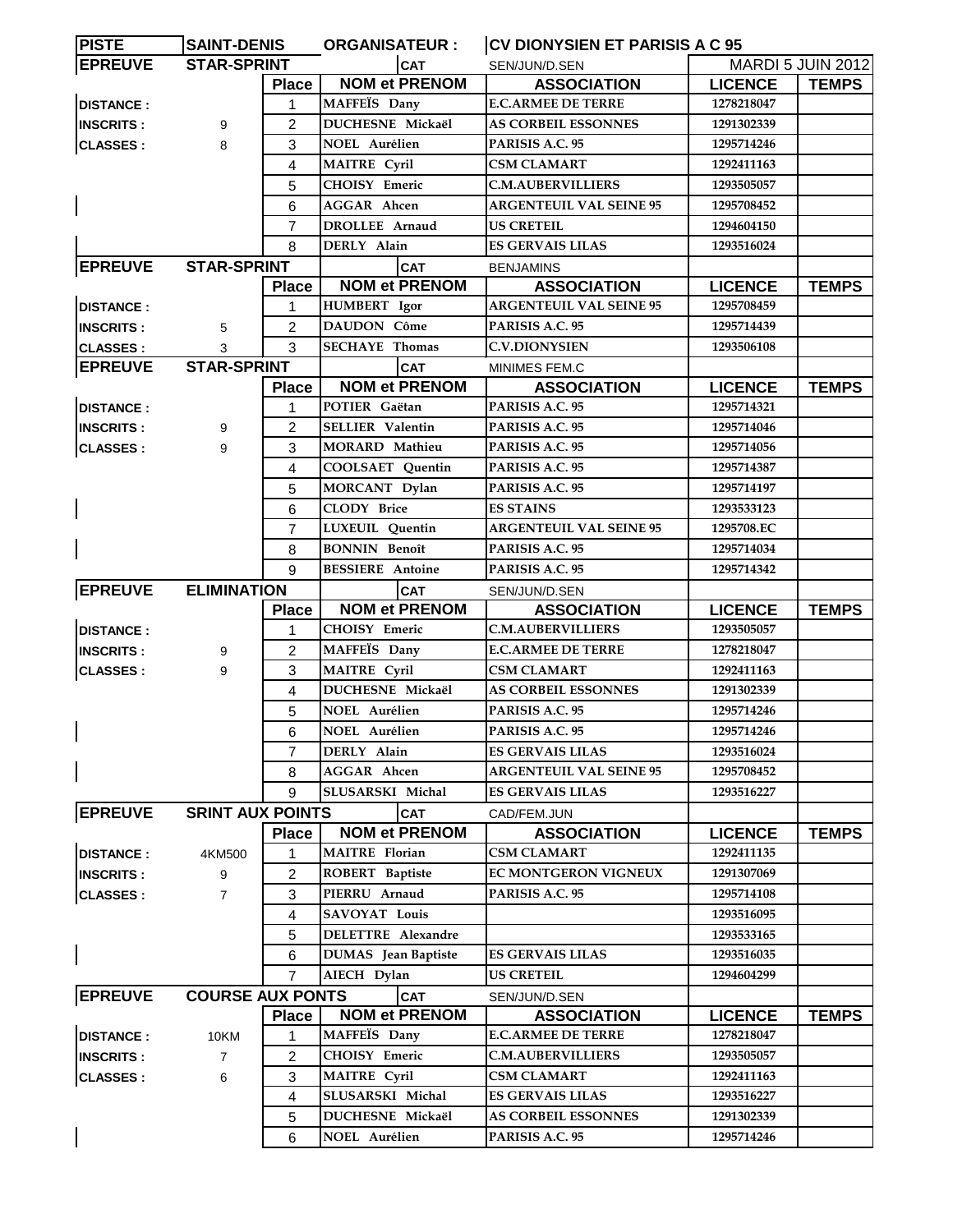| PISTE | SAINT-DENIS | ORGANISATEUR : | CV DIONYSIEN ET PARISIS A C 95 | | | |
|---|---|---|---|---|---|---|
| **EPREUVE** | **STAR-SPRINT** | | **CAT** | SEN/JUN/D.SEN | MARDI 5 JUIN 2012 | |
| | | **Place** | **NOM et PRENOM** | **ASSOCIATION** | **LICENCE** | **TEMPS** |
| **DISTANCE :** | | 1 | MAFFEÏS Dany | E.C.ARMEE DE TERRE | 1278218047 | |
| **INSCRITS :** | 9 | 2 | DUCHESNE Mickaël | AS CORBEIL ESSONNES | 1291302339 | |
| **CLASSES :** | 8 | 3 | NOEL Aurélien | PARISIS A.C. 95 | 1295714246 | |
| | | 4 | MAITRE Cyril | CSM CLAMART | 1292411163 | |
| | | 5 | CHOISY Emeric | C.M.AUBERVILLIERS | 1293505057 | |
| | | 6 | AGGAR Ahcen | ARGENTEUIL VAL SEINE 95 | 1295708452 | |
| | | 7 | DROLLEE Arnaud | US CRETEIL | 1294604150 | |
| | | 8 | DERLY Alain | ES GERVAIS LILAS | 1293516024 | |
| **EPREUVE** | **STAR-SPRINT** | | **CAT** | BENJAMINS | | |
| | | **Place** | **NOM et PRENOM** | **ASSOCIATION** | **LICENCE** | **TEMPS** |
| **DISTANCE :** | | 1 | HUMBERT Igor | ARGENTEUIL VAL SEINE 95 | 1295708459 | |
| **INSCRITS :** | 5 | 2 | DAUDON Côme | PARISIS A.C. 95 | 1295714439 | |
| **CLASSES :** | 3 | 3 | SECHAYE Thomas | C.V.DIONYSIEN | 1293506108 | |
| **EPREUVE** | **STAR-SPRINT** | | **CAT** | MINIMES FEM.C | | |
| | | **Place** | **NOM et PRENOM** | **ASSOCIATION** | **LICENCE** | **TEMPS** |
| **DISTANCE :** | | 1 | POTIER Gaëtan | PARISIS A.C. 95 | 1295714321 | |
| **INSCRITS :** | 9 | 2 | SELLIER Valentin | PARISIS A.C. 95 | 1295714046 | |
| **CLASSES :** | 9 | 3 | MORARD Mathieu | PARISIS A.C. 95 | 1295714056 | |
| | | 4 | COOLSAET Quentin | PARISIS A.C. 95 | 1295714387 | |
| | | 5 | MORCANT Dylan | PARISIS A.C. 95 | 1295714197 | |
| | | 6 | CLODY Brice | ES STAINS | 1293533123 | |
| | | 7 | LUXEUIL Quentin | ARGENTEUIL VAL SEINE 95 | 1295708.EC | |
| | | 8 | BONNIN Benoît | PARISIS A.C. 95 | 1295714034 | |
| | | 9 | BESSIERE Antoine | PARISIS A.C. 95 | 1295714342 | |
| **EPREUVE** | **ELIMINATION** | | **CAT** | SEN/JUN/D.SEN | | |
| | | **Place** | **NOM et PRENOM** | **ASSOCIATION** | **LICENCE** | **TEMPS** |
| **DISTANCE :** | | 1 | CHOISY Emeric | C.M.AUBERVILLIERS | 1293505057 | |
| **INSCRITS :** | 9 | 2 | MAFFEÏS Dany | E.C.ARMEE DE TERRE | 1278218047 | |
| **CLASSES :** | 9 | 3 | MAITRE Cyril | CSM CLAMART | 1292411163 | |
| | | 4 | DUCHESNE Mickaël | AS CORBEIL ESSONNES | 1291302339 | |
| | | 5 | NOEL Aurélien | PARISIS A.C. 95 | 1295714246 | |
| | | 6 | NOEL Aurélien | PARISIS A.C. 95 | 1295714246 | |
| | | 7 | DERLY Alain | ES GERVAIS LILAS | 1293516024 | |
| | | 8 | AGGAR Ahcen | ARGENTEUIL VAL SEINE 95 | 1295708452 | |
| | | 9 | SLUSARSKI Michal | ES GERVAIS LILAS | 1293516227 | |
| **EPREUVE** | **SRINT AUX POINTS** | | **CAT** | CAD/FEM.JUN | | |
| | | **Place** | **NOM et PRENOM** | **ASSOCIATION** | **LICENCE** | **TEMPS** |
| **DISTANCE :** | 4KM500 | 1 | MAITRE Florian | CSM CLAMART | 1292411135 | |
| **INSCRITS :** | 9 | 2 | ROBERT Baptiste | EC MONTGERON VIGNEUX | 1291307069 | |
| **CLASSES :** | 7 | 3 | PIERRU Arnaud | PARISIS A.C. 95 | 1295714108 | |
| | | 4 | SAVOYAT Louis | | 1293516095 | |
| | | 5 | DELETTRE Alexandre | | 1293533165 | |
| | | 6 | DUMAS Jean Baptiste | ES GERVAIS LILAS | 1293516035 | |
| | | 7 | AIECH Dylan | US CRETEIL | 1294604299 | |
| **EPREUVE** | **COURSE AUX PONTS** | | **CAT** | SEN/JUN/D.SEN | | |
| | | **Place** | **NOM et PRENOM** | **ASSOCIATION** | **LICENCE** | **TEMPS** |
| **DISTANCE :** | 10KM | 1 | MAFFEÏS Dany | E.C.ARMEE DE TERRE | 1278218047 | |
| **INSCRITS :** | 7 | 2 | CHOISY Emeric | C.M.AUBERVILLIERS | 1293505057 | |
| **CLASSES :** | 6 | 3 | MAITRE Cyril | CSM CLAMART | 1292411163 | |
| | | 4 | SLUSARSKI Michal | ES GERVAIS LILAS | 1293516227 | |
| | | 5 | DUCHESNE Mickaël | AS CORBEIL ESSONNES | 1291302339 | |
| | | 6 | NOEL Aurélien | PARISIS A.C. 95 | 1295714246 | |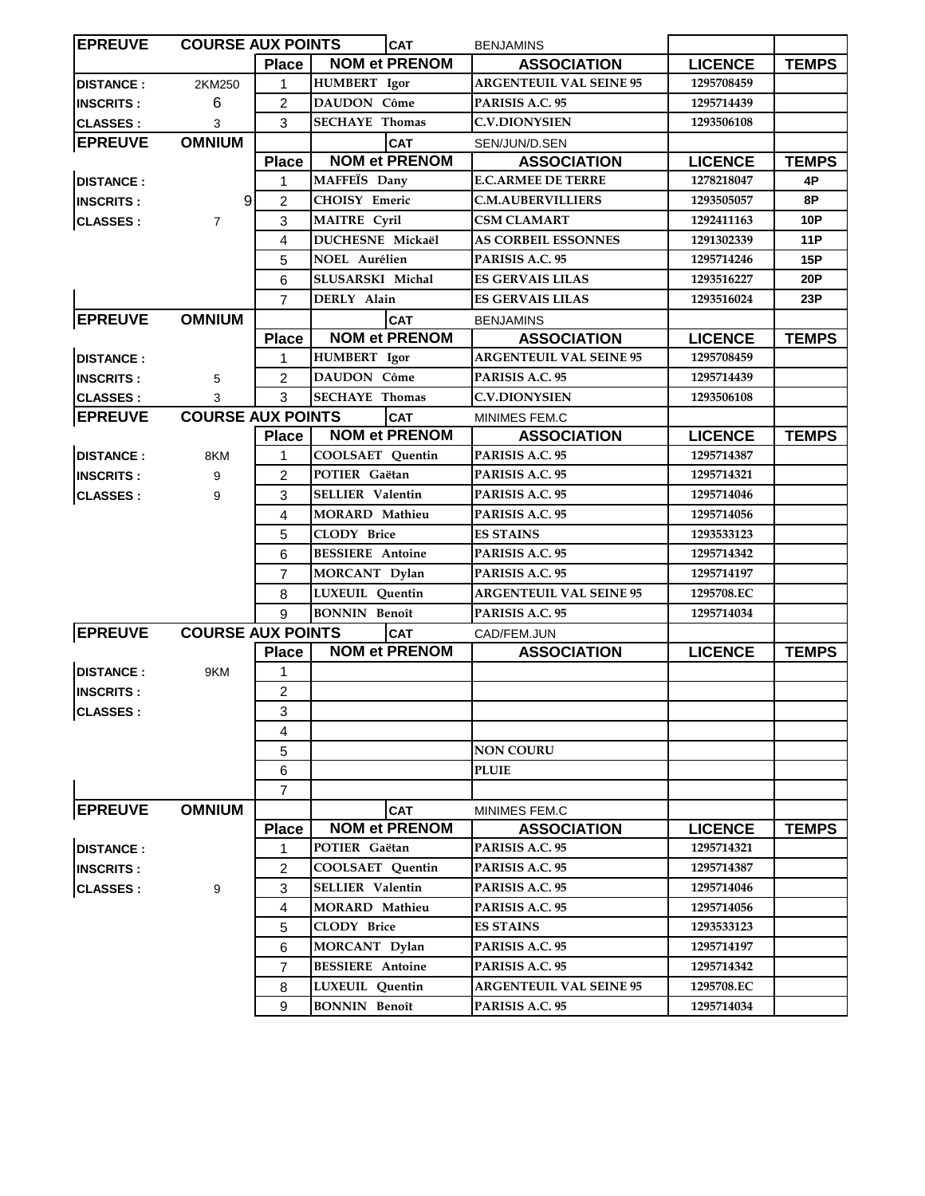| EPREUVE | COURSE AUX POINTS | | CAT | BENJAMINS | | |
|---|---|---|---|---|---|---|
| | | Place | NOM et PRENOM | ASSOCIATION | LICENCE | TEMPS |
| DISTANCE : | 2KM250 | 1 | HUMBERT Igor | ARGENTEUIL VAL SEINE 95 | 1295708459 | |
| INSCRITS : | 6 | 2 | DAUDON Côme | PARISIS A.C. 95 | 1295714439 | |
| CLASSES : | 3 | 3 | SECHAYE Thomas | C.V.DIONYSIEN | 1293506108 | |

| EPREUVE | OMNIUM | | CAT | SEN/JUN/D.SEN | | |
|---|---|---|---|---|---|---|
| | | Place | NOM et PRENOM | ASSOCIATION | LICENCE | TEMPS |
| DISTANCE : | | 1 | MAFFEÏS Dany | E.C.ARMEE DE TERRE | 1278218047 | 4P |
| INSCRITS : | 9 | 2 | CHOISY Emeric | C.M.AUBERVILLIERS | 1293505057 | 8P |
| CLASSES : | 7 | 3 | MAITRE Cyril | CSM CLAMART | 1292411163 | 10P |
| | | 4 | DUCHESNE Mickaël | AS CORBEIL ESSONNES | 1291302339 | 11P |
| | | 5 | NOEL Aurélien | PARISIS A.C. 95 | 1295714246 | 15P |
| | | 6 | SLUSARSKI Michal | ES GERVAIS LILAS | 1293516227 | 20P |
| | | 7 | DERLY Alain | ES GERVAIS LILAS | 1293516024 | 23P |

| EPREUVE | OMNIUM | | CAT | BENJAMINS | | |
|---|---|---|---|---|---|---|
| | | Place | NOM et PRENOM | ASSOCIATION | LICENCE | TEMPS |
| DISTANCE : | | 1 | HUMBERT Igor | ARGENTEUIL VAL SEINE 95 | 1295708459 | |
| INSCRITS : | 5 | 2 | DAUDON Côme | PARISIS A.C. 95 | 1295714439 | |
| CLASSES : | 3 | 3 | SECHAYE Thomas | C.V.DIONYSIEN | 1293506108 | |

| EPREUVE | COURSE AUX POINTS | | CAT | MINIMES FEM.C | | |
|---|---|---|---|---|---|---|
| | | Place | NOM et PRENOM | ASSOCIATION | LICENCE | TEMPS |
| DISTANCE : | 8KM | 1 | COOLSAET Quentin | PARISIS A.C. 95 | 1295714387 | |
| INSCRITS : | 9 | 2 | POTIER Gaëtan | PARISIS A.C. 95 | 1295714321 | |
| CLASSES : | 9 | 3 | SELLIER Valentin | PARISIS A.C. 95 | 1295714046 | |
| | | 4 | MORARD Mathieu | PARISIS A.C. 95 | 1295714056 | |
| | | 5 | CLODY Brice | ES STAINS | 1293533123 | |
| | | 6 | BESSIERE Antoine | PARISIS A.C. 95 | 1295714342 | |
| | | 7 | MORCANT Dylan | PARISIS A.C. 95 | 1295714197 | |
| | | 8 | LUXEUIL Quentin | ARGENTEUIL VAL SEINE 95 | 1295708.EC | |
| | | 9 | BONNIN Benoît | PARISIS A.C. 95 | 1295714034 | |

| EPREUVE | COURSE AUX POINTS | | CAT | CAD/FEM.JUN | | |
|---|---|---|---|---|---|---|
| | | Place | NOM et PRENOM | ASSOCIATION | LICENCE | TEMPS |
| DISTANCE : | 9KM | 1 | | | | |
| INSCRITS : | | 2 | | | | |
| CLASSES : | | 3 | | | | |
| | | 4 | | | | |
| | | 5 | | NON COURU | | |
| | | 6 | | PLUIE | | |
| | | 7 | | | | |

| EPREUVE | OMNIUM | | CAT | MINIMES FEM.C | | |
|---|---|---|---|---|---|---|
| | | Place | NOM et PRENOM | ASSOCIATION | LICENCE | TEMPS |
| DISTANCE : | | 1 | POTIER Gaëtan | PARISIS A.C. 95 | 1295714321 | |
| INSCRITS : | | 2 | COOLSAET Quentin | PARISIS A.C. 95 | 1295714387 | |
| CLASSES : | 9 | 3 | SELLIER Valentin | PARISIS A.C. 95 | 1295714046 | |
| | | 4 | MORARD Mathieu | PARISIS A.C. 95 | 1295714056 | |
| | | 5 | CLODY Brice | ES STAINS | 1293533123 | |
| | | 6 | MORCANT Dylan | PARISIS A.C. 95 | 1295714197 | |
| | | 7 | BESSIERE Antoine | PARISIS A.C. 95 | 1295714342 | |
| | | 8 | LUXEUIL Quentin | ARGENTEUIL VAL SEINE 95 | 1295708.EC | |
| | | 9 | BONNIN Benoît | PARISIS A.C. 95 | 1295714034 | |